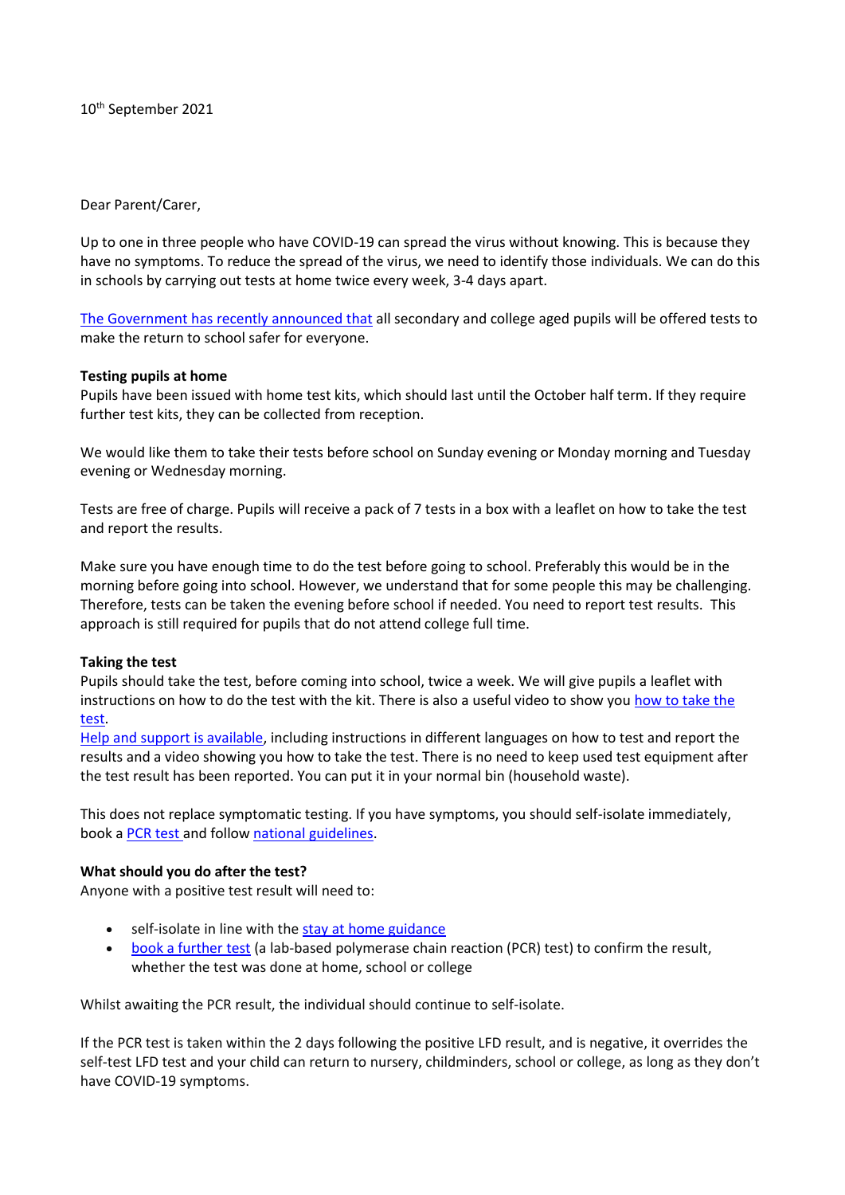10th September 2021

Dear Parent/Carer,

Up to one in three people who have COVID-19 can spread the virus without knowing. This is because they have no symptoms. To reduce the spread of the virus, we need to identify those individuals. We can do this in schools by carrying out tests at home twice every week, 3-4 days apart.

The Government has recently announced that all secondary and college aged pupils will be offered tests to make the return to school safer for everyone.

**Testing pupils at home**

Pupils have been issued with home test kits, which should last until the October half term. If they require further test kits, they can be collected from reception.

We would like them to take their tests before school on Sunday evening or Monday morning and Tuesday evening or Wednesday morning.

Tests are free of charge. Pupils will receive a pack of 7 tests in a box with a leaflet on how to take the test and report the results.

Make sure you have enough time to do the test before going to school. Preferably this would be in the morning before going into school. However, we understand that for some people this may be challenging. Therefore, tests can be taken the evening before school if needed. You need to report test results. This approach is still required for pupils that do not attend college full time.

**Taking the test**

Pupils should take the test, before coming into school, twice a week. We will give pupils a leaflet with instructions on how to do the test with the kit. There is also a useful video to show you how to take the test.

Help and support is available, including instructions in different languages on how to test and report the results and a video showing you how to take the test. There is no need to keep used test equipment after the test result has been reported. You can put it in your normal bin (household waste).

This does not replace symptomatic testing. If you have symptoms, you should self-isolate immediately, book a PCR test and follow national guidelines.

**What should you do after the test?**

Anyone with a positive test result will need to:

- self-isolate in line with the stay at home guidance
- book a further test (a lab-based polymerase chain reaction (PCR) test) to confirm the result, whether the test was done at home, school or college

Whilst awaiting the PCR result, the individual should continue to self-isolate.

If the PCR test is taken within the 2 days following the positive LFD result, and is negative, it overrides the self-test LFD test and your child can return to nursery, childminders, school or college, as long as they don't have COVID-19 symptoms.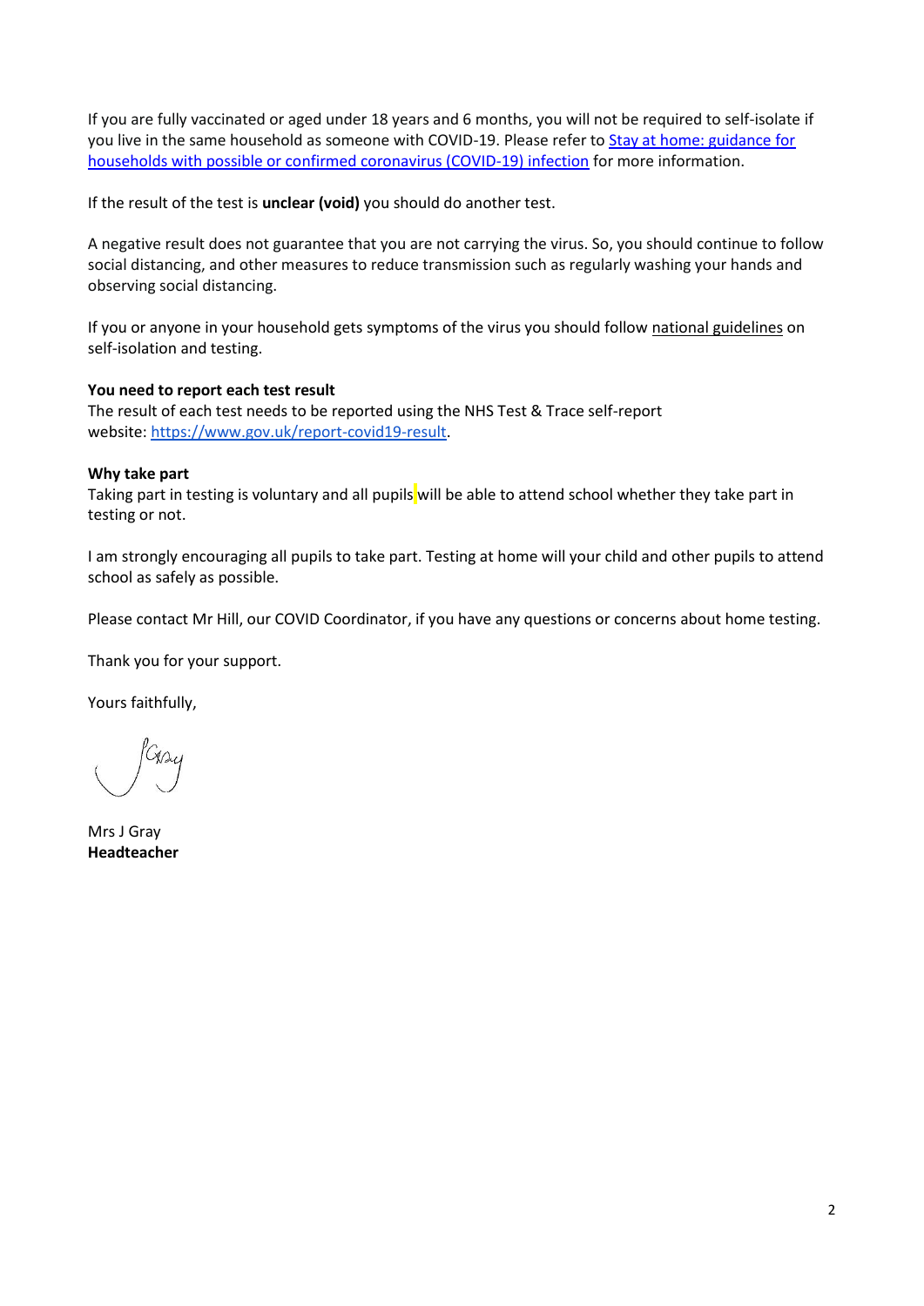If you are fully vaccinated or aged under 18 years and 6 months, you will not be required to self-isolate if you live in the same household as someone with COVID-19. Please refer to [Stay at home: guidance for households with possible or confirmed coronavirus (COVID-19) infection]() for more information.

If the result of the test is **unclear (void)** you should do another test.

A negative result does not guarantee that you are not carrying the virus. So, you should continue to follow social distancing, and other measures to reduce transmission such as regularly washing your hands and observing social distancing.

If you or anyone in your household gets symptoms of the virus you should follow national guidelines on self-isolation and testing.

**You need to report each test result**
The result of each test needs to be reported using the NHS Test & Trace self-report website: https://www.gov.uk/report-covid19-result.

**Why take part**
Taking part in testing is voluntary and all pupils will be able to attend school whether they take part in testing or not.

I am strongly encouraging all pupils to take part. Testing at home will your child and other pupils to attend school as safely as possible.

Please contact Mr Hill, our COVID Coordinator, if you have any questions or concerns about home testing.

Thank you for your support.

Yours faithfully,

Mrs J Gray
**Headteacher**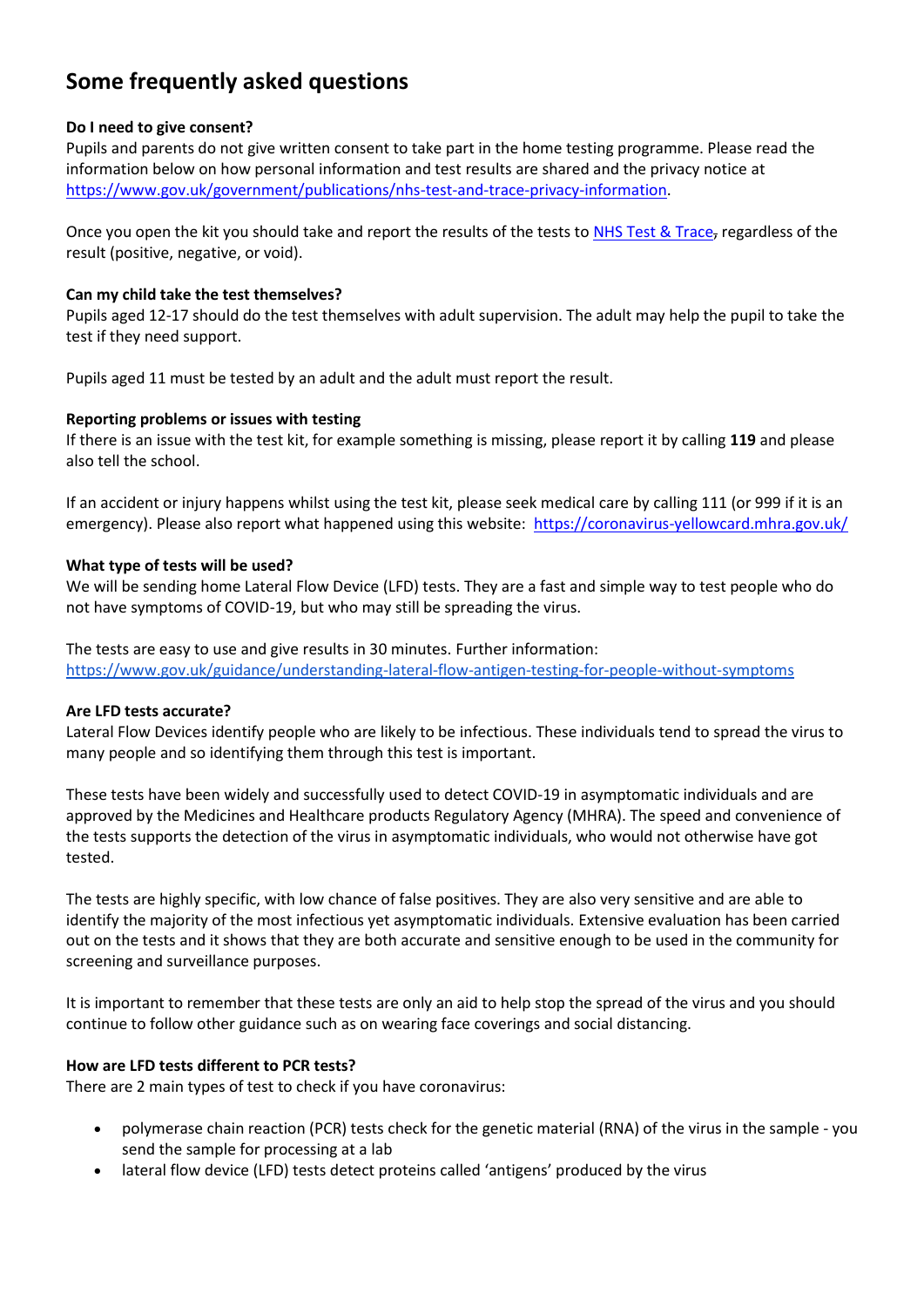# Some frequently asked questions

**Do I need to give consent?**
Pupils and parents do not give written consent to take part in the home testing programme. Please read the information below on how personal information and test results are shared and the privacy notice at [https://www.gov.uk/government/publications/nhs-test-and-trace-privacy-information](https://www.gov.uk/government/publications/nhs-test-and-trace-privacy-information).

Once you open the kit you should take and report the results of the tests to [NHS Test & Trace](), regardless of the result (positive, negative, or void).

**Can my child take the test themselves?**
Pupils aged 12-17 should do the test themselves with adult supervision. The adult may help the pupil to take the test if they need support.

Pupils aged 11 must be tested by an adult and the adult must report the result.

**Reporting problems or issues with testing**
If there is an issue with the test kit, for example something is missing, please report it by calling **119** and please also tell the school.

If an accident or injury happens whilst using the test kit, please seek medical care by calling 111 (or 999 if it is an emergency). Please also report what happened using this website: [https://coronavirus-yellowcard.mhra.gov.uk/](https://coronavirus-yellowcard.mhra.gov.uk/)

**What type of tests will be used?**
We will be sending home Lateral Flow Device (LFD) tests. They are a fast and simple way to test people who do not have symptoms of COVID-19, but who may still be spreading the virus.

The tests are easy to use and give results in 30 minutes. Further information: [https://www.gov.uk/guidance/understanding-lateral-flow-antigen-testing-for-people-without-symptoms](https://www.gov.uk/guidance/understanding-lateral-flow-antigen-testing-for-people-without-symptoms)

**Are LFD tests accurate?**
Lateral Flow Devices identify people who are likely to be infectious. These individuals tend to spread the virus to many people and so identifying them through this test is important.

These tests have been widely and successfully used to detect COVID-19 in asymptomatic individuals and are approved by the Medicines and Healthcare products Regulatory Agency (MHRA). The speed and convenience of the tests supports the detection of the virus in asymptomatic individuals, who would not otherwise have got tested.

The tests are highly specific, with low chance of false positives. They are also very sensitive and are able to identify the majority of the most infectious yet asymptomatic individuals. Extensive evaluation has been carried out on the tests and it shows that they are both accurate and sensitive enough to be used in the community for screening and surveillance purposes.

It is important to remember that these tests are only an aid to help stop the spread of the virus and you should continue to follow other guidance such as on wearing face coverings and social distancing.

**How are LFD tests different to PCR tests?**
There are 2 main types of test to check if you have coronavirus:

- polymerase chain reaction (PCR) tests check for the genetic material (RNA) of the virus in the sample - you send the sample for processing at a lab
- lateral flow device (LFD) tests detect proteins called 'antigens' produced by the virus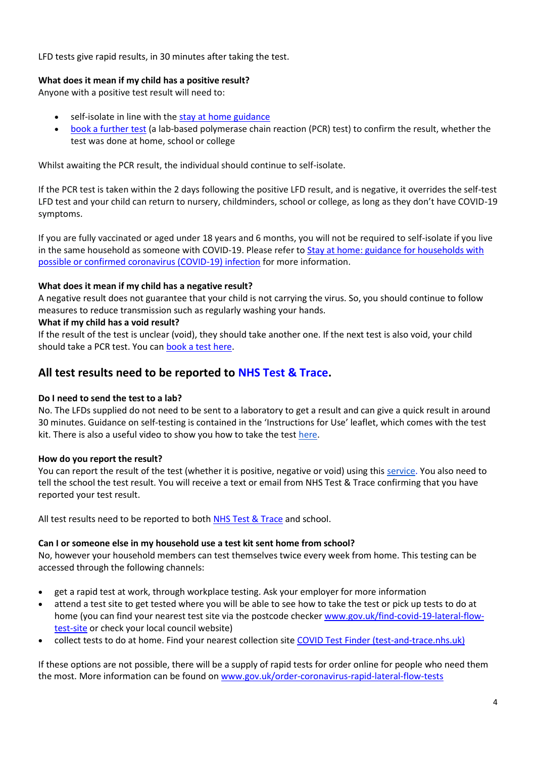LFD tests give rapid results, in 30 minutes after taking the test.

**What does it mean if my child has a positive result?**
Anyone with a positive test result will need to:

- self-isolate in line with the stay at home guidance
- book a further test (a lab-based polymerase chain reaction (PCR) test) to confirm the result, whether the test was done at home, school or college

Whilst awaiting the PCR result, the individual should continue to self-isolate.

If the PCR test is taken within the 2 days following the positive LFD result, and is negative, it overrides the self-test LFD test and your child can return to nursery, childminders, school or college, as long as they don't have COVID-19 symptoms.

If you are fully vaccinated or aged under 18 years and 6 months, you will not be required to self-isolate if you live in the same household as someone with COVID-19. Please refer to Stay at home: guidance for households with possible or confirmed coronavirus (COVID-19) infection for more information.

**What does it mean if my child has a negative result?**
A negative result does not guarantee that your child is not carrying the virus. So, you should continue to follow measures to reduce transmission such as regularly washing your hands.
**What if my child has a void result?**
If the result of the test is unclear (void), they should take another one. If the next test is also void, your child should take a PCR test. You can book a test here.

## All test results need to be reported to NHS Test & Trace.

**Do I need to send the test to a lab?**
No. The LFDs supplied do not need to be sent to a laboratory to get a result and can give a quick result in around 30 minutes. Guidance on self-testing is contained in the 'Instructions for Use' leaflet, which comes with the test kit. There is also a useful video to show you how to take the test here.

**How do you report the result?**
You can report the result of the test (whether it is positive, negative or void) using this service. You also need to tell the school the test result. You will receive a text or email from NHS Test & Trace confirming that you have reported your test result.

All test results need to be reported to both NHS Test & Trace and school.

**Can I or someone else in my household use a test kit sent home from school?**
No, however your household members can test themselves twice every week from home. This testing can be accessed through the following channels:

- get a rapid test at work, through workplace testing. Ask your employer for more information
- attend a test site to get tested where you will be able to see how to take the test or pick up tests to do at home (you can find your nearest test site via the postcode checker www.gov.uk/find-covid-19-lateral-flow-test-site or check your local council website)
- collect tests to do at home. Find your nearest collection site COVID Test Finder (test-and-trace.nhs.uk)

If these options are not possible, there will be a supply of rapid tests for order online for people who need them the most. More information can be found on www.gov.uk/order-coronavirus-rapid-lateral-flow-tests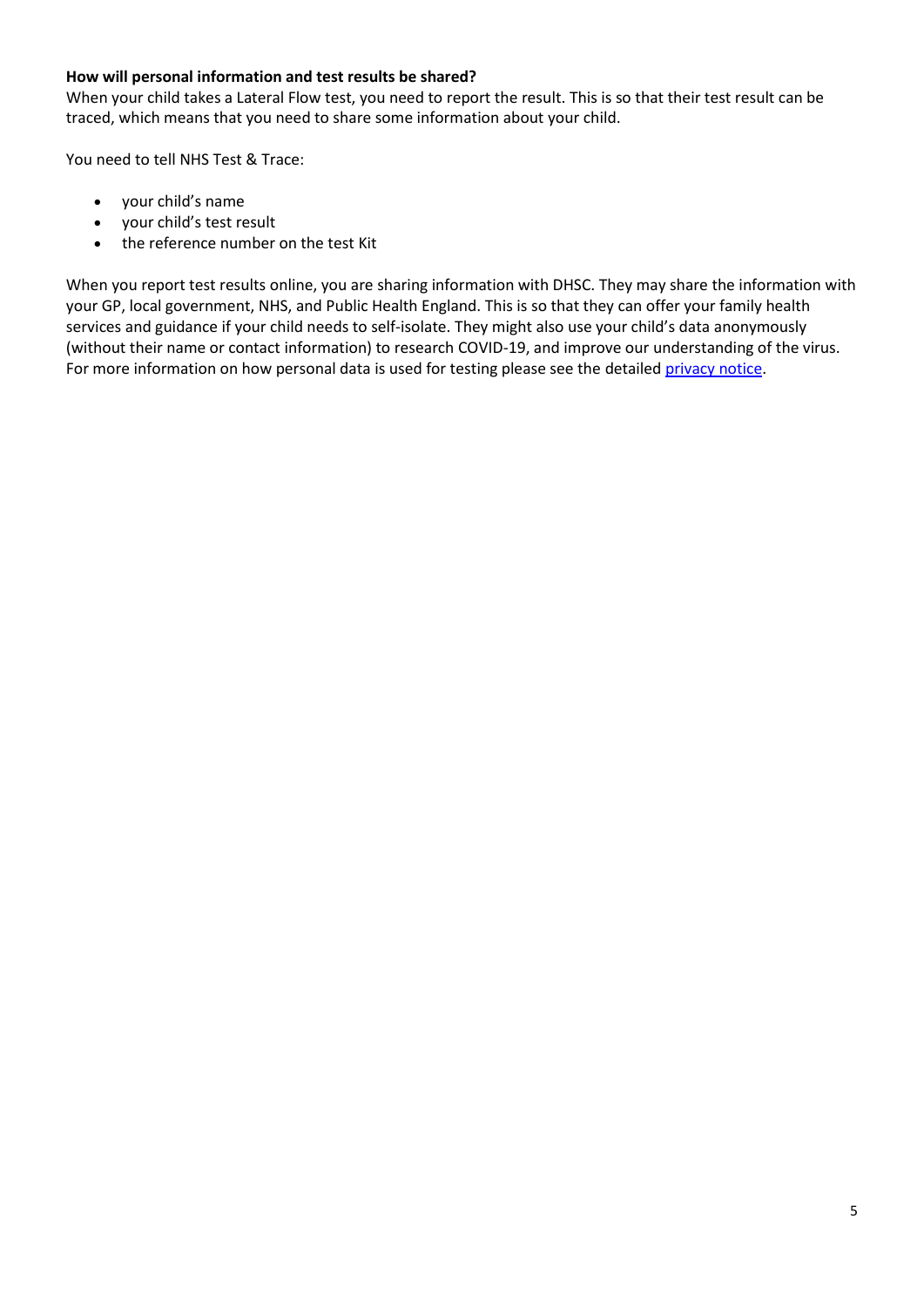**How will personal information and test results be shared?**

When your child takes a Lateral Flow test, you need to report the result. This is so that their test result can be traced, which means that you need to share some information about your child.

You need to tell NHS Test & Trace:

- your child's name
- your child's test result
- the reference number on the test Kit

When you report test results online, you are sharing information with DHSC. They may share the information with your GP, local government, NHS, and Public Health England. This is so that they can offer your family health services and guidance if your child needs to self-isolate. They might also use your child's data anonymously (without their name or contact information) to research COVID-19, and improve our understanding of the virus. For more information on how personal data is used for testing please see the detailed privacy notice.